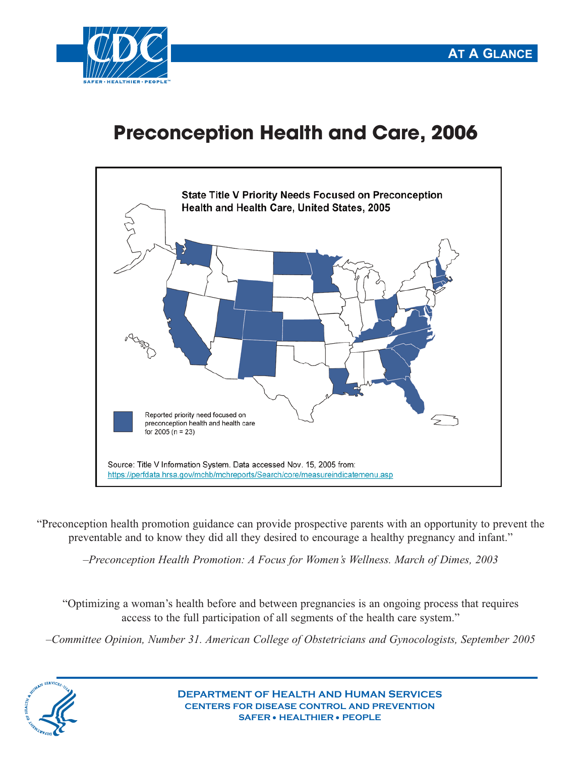AT A GLANCE

# Preconception Health and Care, 2006

**State Title V Priority Needs Focused on Preconception Health and Health Care, United States, 2005**

Reported priority need focused on preconception health and health care for 2005 (n = 23)

Source: Title V Information System. Data accessed Nov. 15, 2005 from: https://perfdata.hrsa.gov/mchb/mchreports/Search/core/measureindicatemenu.asp

"Preconception health promotion guidance can provide prospective parents with an opportunity to prevent the preventable and to know they did all they desired to encourage a healthy pregnancy and infant."

*–Preconception Health Promotion: A Focus for Women's Wellness. March of Dimes, 2003*

"Optimizing a woman's health before and between pregnancies is an ongoing process that requires access to the full participation of all segments of the health care system."

*–Committee Opinion, Number 31. American College of Obstetricians and Gynocologists, September 2005*

**DEPARTMENT OF HEALTH AND HUMAN SERVICES**
**CENTERS FOR DISEASE CONTROL AND PREVENTION**
**SAFER • HEALTHIER • PEOPLE**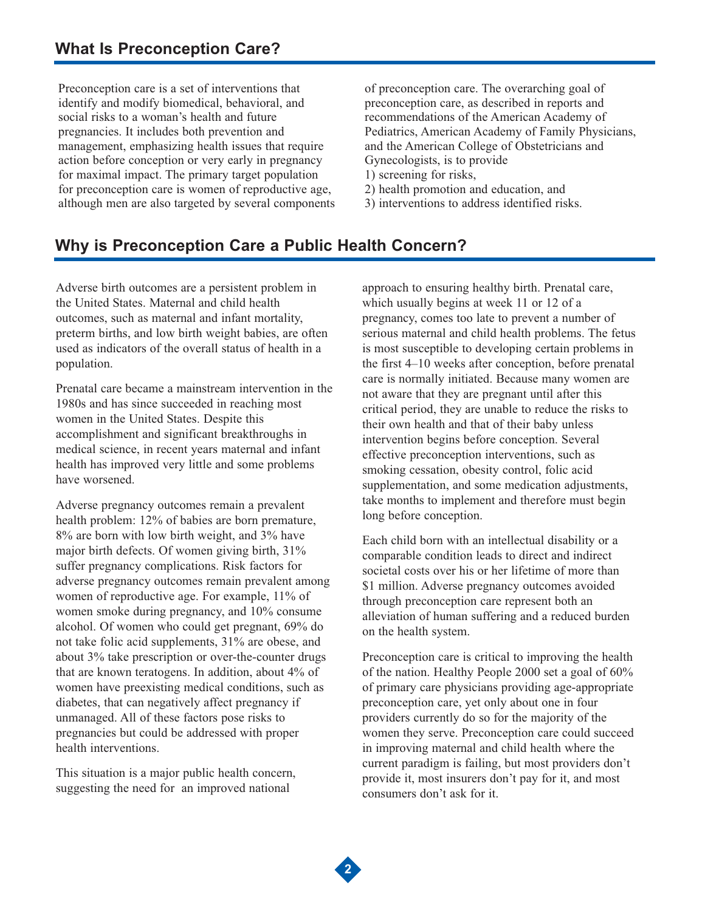## What Is Preconception Care?

Preconception care is a set of interventions that identify and modify biomedical, behavioral, and social risks to a woman's health and future pregnancies. It includes both prevention and management, emphasizing health issues that require action before conception or very early in pregnancy for maximal impact. The primary target population for preconception care is women of reproductive age, although men are also targeted by several components of preconception care. The overarching goal of preconception care, as described in reports and recommendations of the American Academy of Pediatrics, American Academy of Family Physicians, and the American College of Obstetricians and Gynecologists, is to provide

1) screening for risks,
2) health promotion and education, and
3) interventions to address identified risks.

## Why is Preconception Care a Public Health Concern?

Adverse birth outcomes are a persistent problem in the United States. Maternal and child health outcomes, such as maternal and infant mortality, preterm births, and low birth weight babies, are often used as indicators of the overall status of health in a population.

Prenatal care became a mainstream intervention in the 1980s and has since succeeded in reaching most women in the United States. Despite this accomplishment and significant breakthroughs in medical science, in recent years maternal and infant health has improved very little and some problems have worsened.

Adverse pregnancy outcomes remain a prevalent health problem: 12% of babies are born premature, 8% are born with low birth weight, and 3% have major birth defects. Of women giving birth, 31% suffer pregnancy complications. Risk factors for adverse pregnancy outcomes remain prevalent among women of reproductive age. For example, 11% of women smoke during pregnancy, and 10% consume alcohol. Of women who could get pregnant, 69% do not take folic acid supplements, 31% are obese, and about 3% take prescription or over-the-counter drugs that are known teratogens. In addition, about 4% of women have preexisting medical conditions, such as diabetes, that can negatively affect pregnancy if unmanaged. All of these factors pose risks to pregnancies but could be addressed with proper health interventions.

This situation is a major public health concern, suggesting the need for an improved national approach to ensuring healthy birth. Prenatal care, which usually begins at week 11 or 12 of a pregnancy, comes too late to prevent a number of serious maternal and child health problems. The fetus is most susceptible to developing certain problems in the first 4–10 weeks after conception, before prenatal care is normally initiated. Because many women are not aware that they are pregnant until after this critical period, they are unable to reduce the risks to their own health and that of their baby unless intervention begins before conception. Several effective preconception interventions, such as smoking cessation, obesity control, folic acid supplementation, and some medication adjustments, take months to implement and therefore must begin long before conception.

Each child born with an intellectual disability or a comparable condition leads to direct and indirect societal costs over his or her lifetime of more than $1 million. Adverse pregnancy outcomes avoided through preconception care represent both an alleviation of human suffering and a reduced burden on the health system.

Preconception care is critical to improving the health of the nation. Healthy People 2000 set a goal of 60% of primary care physicians providing age-appropriate preconception care, yet only about one in four providers currently do so for the majority of the women they serve. Preconception care could succeed in improving maternal and child health where the current paradigm is failing, but most providers don't provide it, most insurers don't pay for it, and most consumers don't ask for it.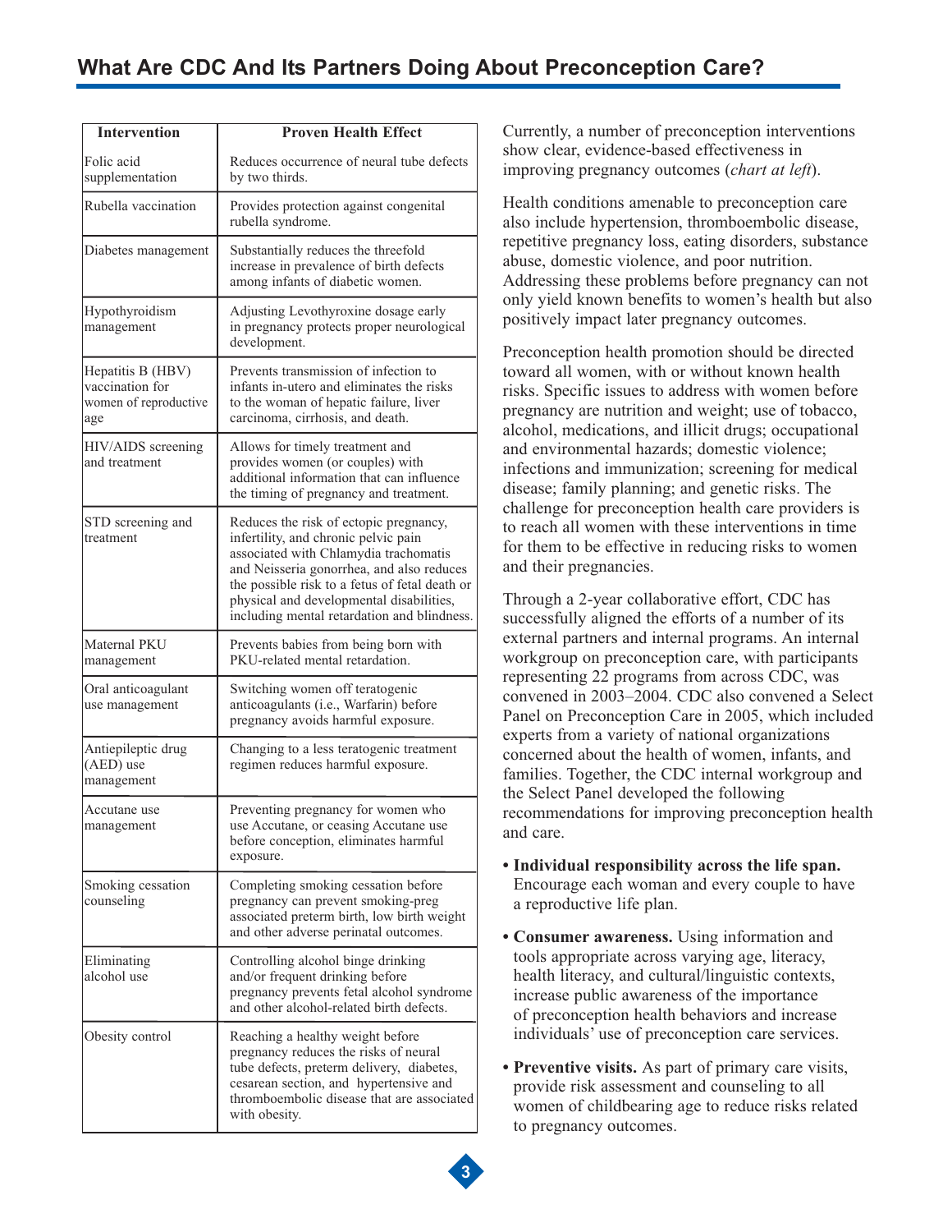## What Are CDC And Its Partners Doing About Preconception Care?

| Intervention | Proven Health Effect |
|---|---|
| Folic acid supplementation | Reduces occurrence of neural tube defects by two thirds. |
| Rubella vaccination | Provides protection against congenital rubella syndrome. |
| Diabetes management | Substantially reduces the threefold increase in prevalence of birth defects among infants of diabetic women. |
| Hypothyroidism management | Adjusting Levothyroxine dosage early in pregnancy protects proper neurological development. |
| Hepatitis B (HBV) vaccination for women of reproductive age | Prevents transmission of infection to infants in-utero and eliminates the risks to the woman of hepatic failure, liver carcinoma, cirrhosis, and death. |
| HIV/AIDS screening and treatment | Allows for timely treatment and provides women (or couples) with additional information that can influence the timing of pregnancy and treatment. |
| STD screening and treatment | Reduces the risk of ectopic pregnancy, infertility, and chronic pelvic pain associated with Chlamydia trachomatis and Neisseria gonorrhea, and also reduces the possible risk to a fetus of fetal death or physical and developmental disabilities, including mental retardation and blindness. |
| Maternal PKU management | Prevents babies from being born with PKU-related mental retardation. |
| Oral anticoagulant use management | Switching women off teratogenic anticoagulants (i.e., Warfarin) before pregnancy avoids harmful exposure. |
| Antiepileptic drug (AED) use management | Changing to a less teratogenic treatment regimen reduces harmful exposure. |
| Accutane use management | Preventing pregnancy for women who use Accutane, or ceasing Accutane use before conception, eliminates harmful exposure. |
| Smoking cessation counseling | Completing smoking cessation before pregnancy can prevent smoking-preg associated preterm birth, low birth weight and other adverse perinatal outcomes. |
| Eliminating alcohol use | Controlling alcohol binge drinking and/or frequent drinking before pregnancy prevents fetal alcohol syndrome and other alcohol-related birth defects. |
| Obesity control | Reaching a healthy weight before pregnancy reduces the risks of neural tube defects, preterm delivery, diabetes, cesarean section, and hypertensive and thromboembolic disease that are associated with obesity. |

Currently, a number of preconception interventions show clear, evidence-based effectiveness in improving pregnancy outcomes (*chart at left*).

Health conditions amenable to preconception care also include hypertension, thromboembolic disease, repetitive pregnancy loss, eating disorders, substance abuse, domestic violence, and poor nutrition. Addressing these problems before pregnancy can not only yield known benefits to women's health but also positively impact later pregnancy outcomes.

Preconception health promotion should be directed toward all women, with or without known health risks. Specific issues to address with women before pregnancy are nutrition and weight; use of tobacco, alcohol, medications, and illicit drugs; occupational and environmental hazards; domestic violence; infections and immunization; screening for medical disease; family planning; and genetic risks. The challenge for preconception health care providers is to reach all women with these interventions in time for them to be effective in reducing risks to women and their pregnancies.

Through a 2-year collaborative effort, CDC has successfully aligned the efforts of a number of its external partners and internal programs. An internal workgroup on preconception care, with participants representing 22 programs from across CDC, was convened in 2003–2004. CDC also convened a Select Panel on Preconception Care in 2005, which included experts from a variety of national organizations concerned about the health of women, infants, and families. Together, the CDC internal workgroup and the Select Panel developed the following recommendations for improving preconception health and care.

- **Individual responsibility across the life span.** Encourage each woman and every couple to have a reproductive life plan.
- **Consumer awareness.** Using information and tools appropriate across varying age, literacy, health literacy, and cultural/linguistic contexts, increase public awareness of the importance of preconception health behaviors and increase individuals' use of preconception care services.
- **Preventive visits.** As part of primary care visits, provide risk assessment and counseling to all women of childbearing age to reduce risks related to pregnancy outcomes.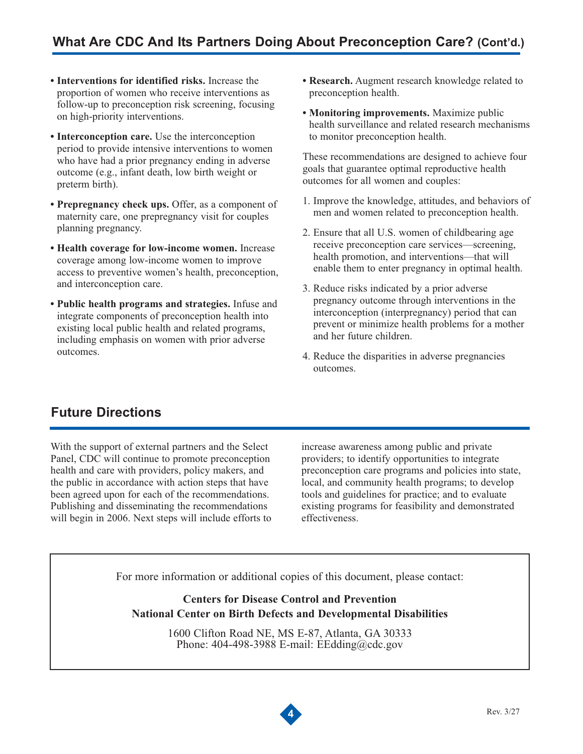## What Are CDC And Its Partners Doing About Preconception Care? (Cont'd.)

- **Interventions for identified risks.** Increase the proportion of women who receive interventions as follow-up to preconception risk screening, focusing on high-priority interventions.
- **Interconception care.** Use the interconception period to provide intensive interventions to women who have had a prior pregnancy ending in adverse outcome (e.g., infant death, low birth weight or preterm birth).
- **Prepregnancy check ups.** Offer, as a component of maternity care, one prepregnancy visit for couples planning pregnancy.
- **Health coverage for low-income women.** Increase coverage among low-income women to improve access to preventive women's health, preconception, and interconception care.
- **Public health programs and strategies.** Infuse and integrate components of preconception health into existing local public health and related programs, including emphasis on women with prior adverse outcomes.
- **Research.** Augment research knowledge related to preconception health.
- **Monitoring improvements.** Maximize public health surveillance and related research mechanisms to monitor preconception health.

These recommendations are designed to achieve four goals that guarantee optimal reproductive health outcomes for all women and couples:

1. Improve the knowledge, attitudes, and behaviors of men and women related to preconception health.
2. Ensure that all U.S. women of childbearing age receive preconception care services—screening, health promotion, and interventions—that will enable them to enter pregnancy in optimal health.
3. Reduce risks indicated by a prior adverse pregnancy outcome through interventions in the interconception (interpregnancy) period that can prevent or minimize health problems for a mother and her future children.
4. Reduce the disparities in adverse pregnancies outcomes.

## Future Directions

With the support of external partners and the Select Panel, CDC will continue to promote preconception health and care with providers, policy makers, and the public in accordance with action steps that have been agreed upon for each of the recommendations. Publishing and disseminating the recommendations will begin in 2006. Next steps will include efforts to increase awareness among public and private providers; to identify opportunities to integrate preconception care programs and policies into state, local, and community health programs; to develop tools and guidelines for practice; and to evaluate existing programs for feasibility and demonstrated effectiveness.

For more information or additional copies of this document, please contact:

**Centers for Disease Control and Prevention**
**National Center on Birth Defects and Developmental Disabilities**

1600 Clifton Road NE, MS E-87, Atlanta, GA 30333
Phone: 404-498-3988 E-mail: EEdding@cdc.gov

Rev. 3/27